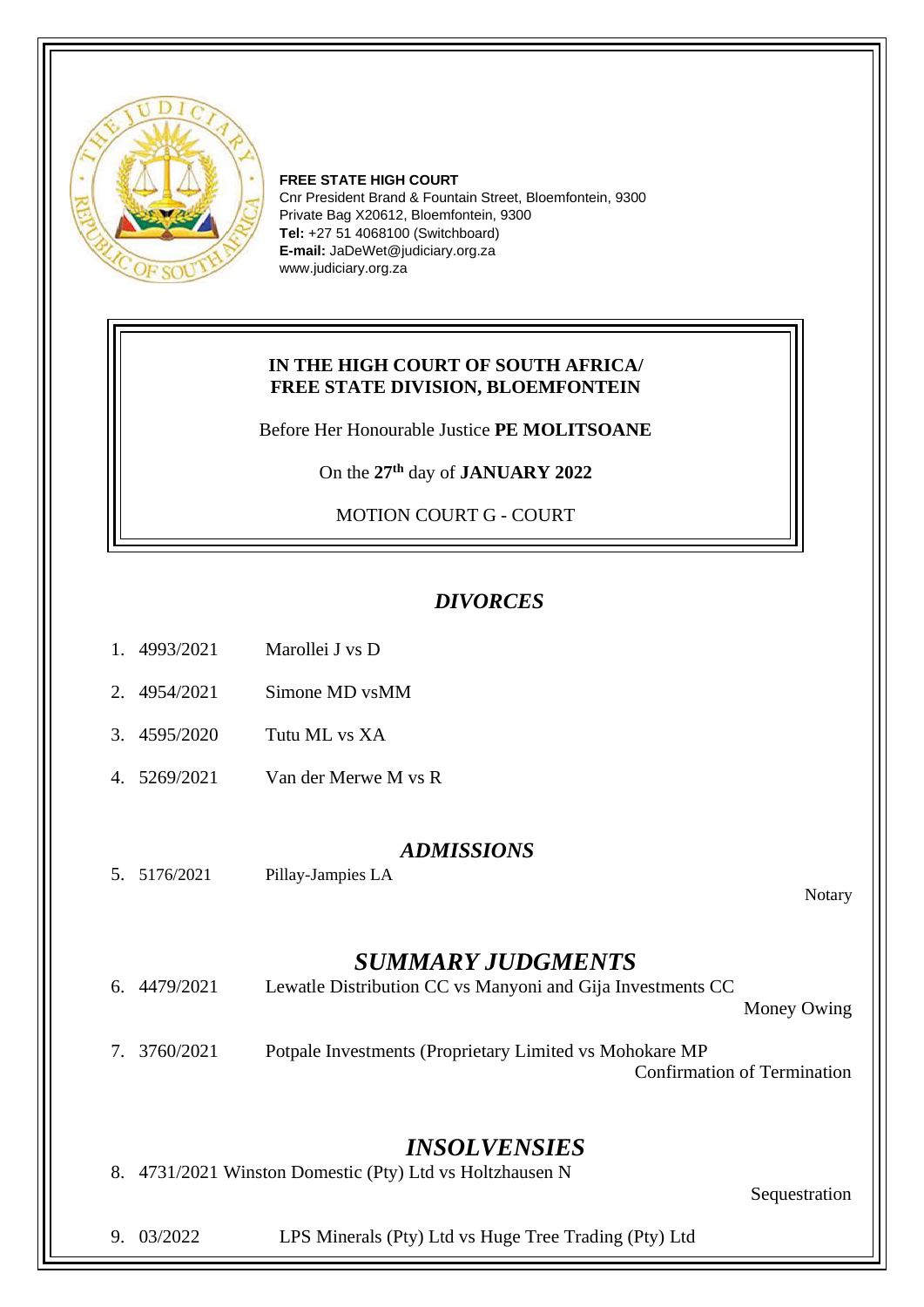**FREE STATE HIGH COURT**
Cnr President Brand & Fountain Street, Bloemfontein, 9300
Private Bag X20612, Bloemfontein, 9300
**Tel:** +27 51 4068100 (Switchboard)
**E-mail:** JaDeWet@judiciary.org.za
www.judiciary.org.za

**IN THE HIGH COURT OF SOUTH AFRICA/**
**FREE STATE DIVISION, BLOEMFONTEIN**

Before Her Honourable Justice **PE MOLITSOANE**

On the **27th** day of **JANUARY 2022**

MOTION COURT G - COURT

## *DIVORCES*

1. 4993/2021 Marollei J vs D
2. 4954/2021 Simone MD vsMM
3. 4595/2020 Tutu ML vs XA
4. 5269/2021 Van der Merwe M vs R

## *ADMISSIONS*

5. 5176/2021 Pillay-Jampies LA

   Notary

## *SUMMARY JUDGMENTS*

6. 4479/2021 Lewatle Distribution CC vs Manyoni and Gija Investments CC

   Money Owing

7. 3760/2021 Potpale Investments (Proprietary Limited vs Mohokare MP

   Confirmation of Termination

## *INSOLVENSIES*

8. 4731/2021 Winston Domestic (Pty) Ltd vs Holtzhausen N

   Sequestration

9. 03/2022 LPS Minerals (Pty) Ltd vs Huge Tree Trading (Pty) Ltd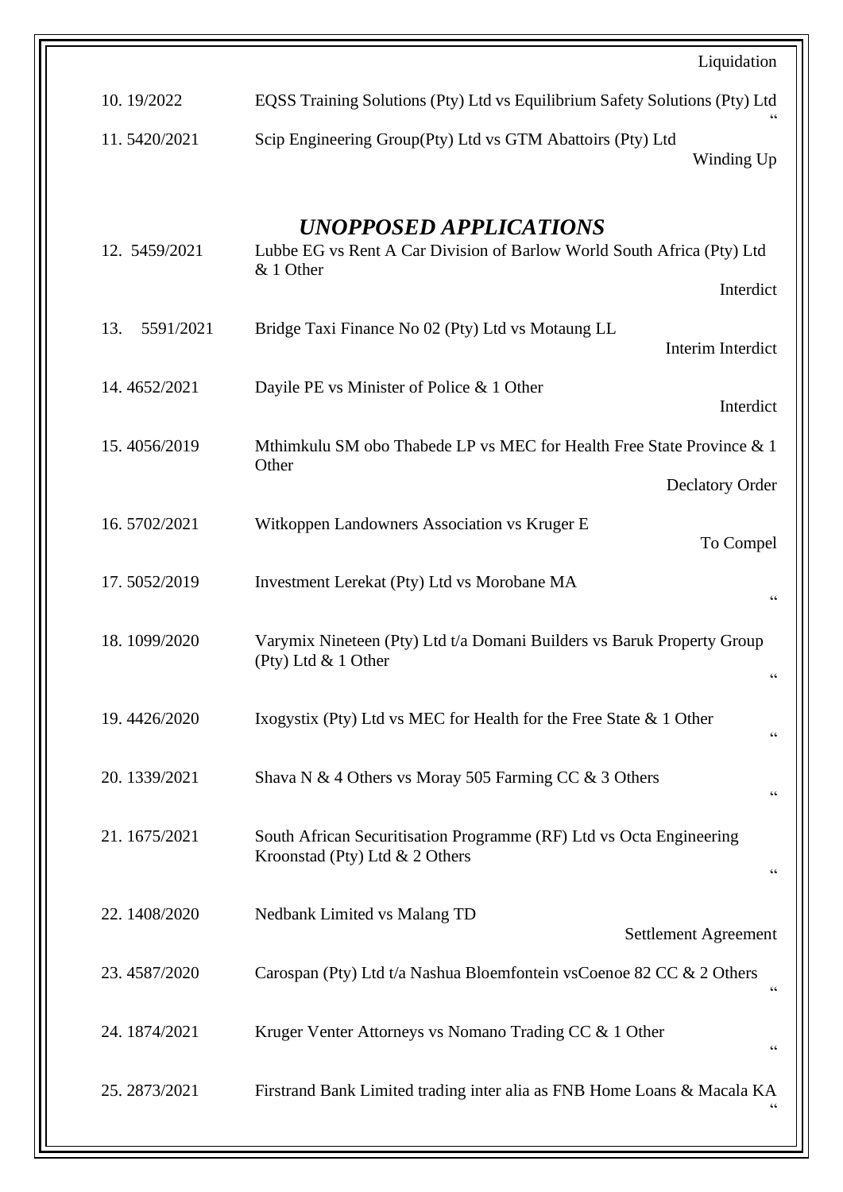| | | |
|---|---|---|
| | | Liquidation |
| 10. 19/2022 | EQSS Training Solutions (Pty) Ltd vs Equilibrium Safety Solutions (Pty) Ltd | " |
| 11. 5420/2021 | Scip Engineering Group(Pty) Ltd vs GTM Abattoirs (Pty) Ltd | Winding Up |

## *UNOPPOSED APPLICATIONS*

| | | |
|---|---|---|
| 12. 5459/2021 | Lubbe EG vs Rent A Car Division of Barlow World South Africa (Pty) Ltd & 1 Other | Interdict |
| 13. 5591/2021 | Bridge Taxi Finance No 02 (Pty) Ltd vs Motaung LL | Interim Interdict |
| 14. 4652/2021 | Dayile PE vs Minister of Police & 1 Other | Interdict |
| 15. 4056/2019 | Mthimkulu SM obo Thabede LP vs MEC for Health Free State Province & 1 Other | Declatory Order |
| 16. 5702/2021 | Witkoppen Landowners Association vs Kruger E | To Compel |
| 17. 5052/2019 | Investment Lerekat (Pty) Ltd vs Morobane MA | " |
| 18. 1099/2020 | Varymix Nineteen (Pty) Ltd t/a Domani Builders vs Baruk Property Group (Pty) Ltd & 1 Other | " |
| 19. 4426/2020 | Ixogystix (Pty) Ltd vs MEC for Health for the Free State & 1 Other | " |
| 20. 1339/2021 | Shava N & 4 Others vs Moray 505 Farming CC & 3 Others | " |
| 21. 1675/2021 | South African Securitisation Programme (RF) Ltd vs Octa Engineering Kroonstad (Pty) Ltd & 2 Others | " |
| 22. 1408/2020 | Nedbank Limited vs Malang TD | Settlement Agreement |
| 23. 4587/2020 | Carospan (Pty) Ltd t/a Nashua Bloemfontein vsCoenoe 82 CC & 2 Others | " |
| 24. 1874/2021 | Kruger Venter Attorneys vs Nomano Trading CC & 1 Other | " |
| 25. 2873/2021 | Firstrand Bank Limited trading inter alia as FNB Home Loans & Macala KA | " |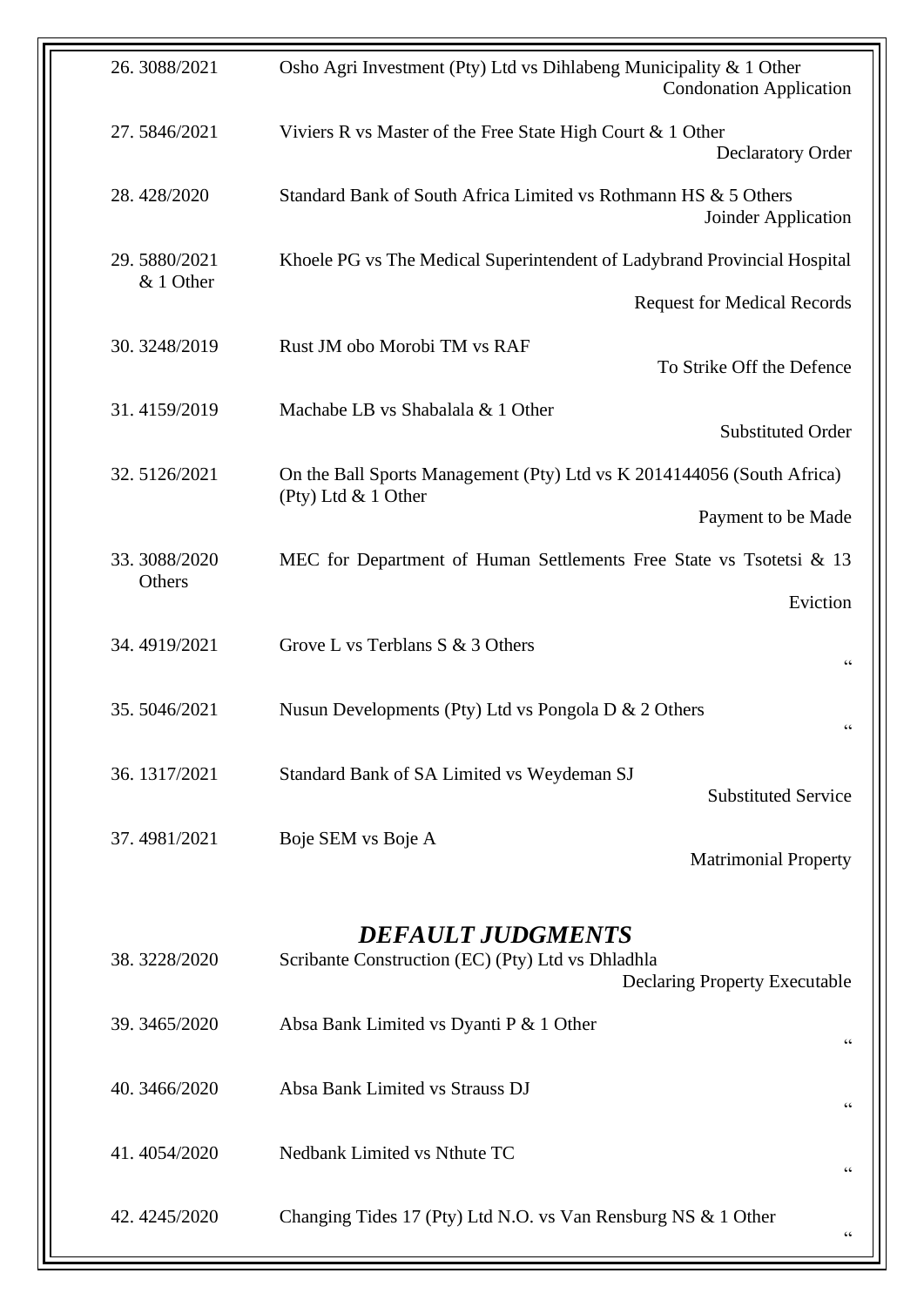| | | |
|---|---|---|
| 26. 3088/2021 | Osho Agri Investment (Pty) Ltd vs Dihlabeng Municipality & 1 Other | Condonation Application |
| 27. 5846/2021 | Viviers R vs Master of the Free State High Court & 1 Other | Declaratory Order |
| 28. 428/2020 | Standard Bank of South Africa Limited vs Rothmann HS & 5 Others | Joinder Application |
| 29. 5880/2021 & 1 Other | Khoele PG vs The Medical Superintendent of Ladybrand Provincial Hospital | Request for Medical Records |
| 30. 3248/2019 | Rust JM obo Morobi TM vs RAF | To Strike Off the Defence |
| 31. 4159/2019 | Machabe LB vs Shabalala & 1 Other | Substituted Order |
| 32. 5126/2021 | On the Ball Sports Management (Pty) Ltd vs K 2014144056 (South Africa) (Pty) Ltd & 1 Other | Payment to be Made |
| 33. 3088/2020 Others | MEC for Department of Human Settlements Free State vs Tsotetsi & 13 | Eviction |
| 34. 4919/2021 | Grove L vs Terblans S & 3 Others | " |
| 35. 5046/2021 | Nusun Developments (Pty) Ltd vs Pongola D & 2 Others | " |
| 36. 1317/2021 | Standard Bank of SA Limited vs Weydeman SJ | Substituted Service |
| 37. 4981/2021 | Boje SEM vs Boje A | Matrimonial Property |

## *DEFAULT JUDGMENTS*

| | | |
|---|---|---|
| 38. 3228/2020 | Scribante Construction (EC) (Pty) Ltd vs Dhladhla | Declaring Property Executable |
| 39. 3465/2020 | Absa Bank Limited vs Dyanti P & 1 Other | " |
| 40. 3466/2020 | Absa Bank Limited vs Strauss DJ | " |
| 41. 4054/2020 | Nedbank Limited vs Nthute TC | " |
| 42. 4245/2020 | Changing Tides 17 (Pty) Ltd N.O. vs Van Rensburg NS & 1 Other | " |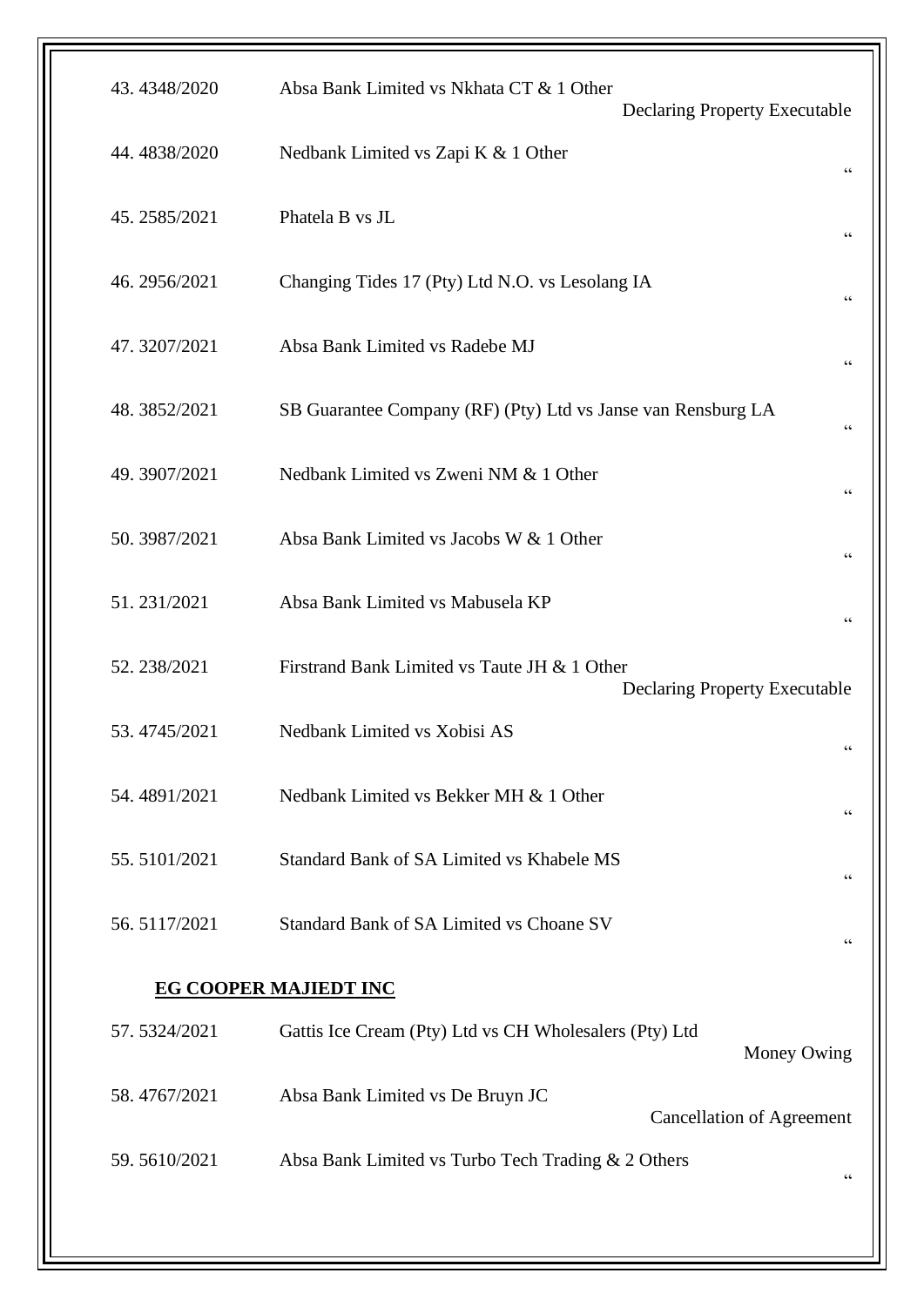| | | |
|---|---|---|
| 43. 4348/2020 | Absa Bank Limited vs Nkhata CT & 1 Other | Declaring Property Executable |
| 44. 4838/2020 | Nedbank Limited vs Zapi K & 1 Other | “ |
| 45. 2585/2021 | Phatela B vs JL | “ |
| 46. 2956/2021 | Changing Tides 17 (Pty) Ltd N.O. vs Lesolang IA | “ |
| 47. 3207/2021 | Absa Bank Limited vs Radebe MJ | “ |
| 48. 3852/2021 | SB Guarantee Company (RF) (Pty) Ltd vs Janse van Rensburg LA | “ |
| 49. 3907/2021 | Nedbank Limited vs Zweni NM & 1 Other | “ |
| 50. 3987/2021 | Absa Bank Limited vs Jacobs W & 1 Other | “ |
| 51. 231/2021 | Absa Bank Limited vs Mabusela KP | “ |
| 52. 238/2021 | Firstrand Bank Limited vs Taute JH & 1 Other | Declaring Property Executable |
| 53. 4745/2021 | Nedbank Limited vs Xobisi AS | “ |
| 54. 4891/2021 | Nedbank Limited vs Bekker MH & 1 Other | “ |
| 55. 5101/2021 | Standard Bank of SA Limited vs Khabele MS | “ |
| 56. 5117/2021 | Standard Bank of SA Limited vs Choane SV | “ |

**EG COOPER MAJIEDT INC**

| | | |
|---|---|---|
| 57. 5324/2021 | Gattis Ice Cream (Pty) Ltd vs CH Wholesalers (Pty) Ltd | Money Owing |
| 58. 4767/2021 | Absa Bank Limited vs De Bruyn JC | Cancellation of Agreement |
| 59. 5610/2021 | Absa Bank Limited vs Turbo Tech Trading & 2 Others | “ |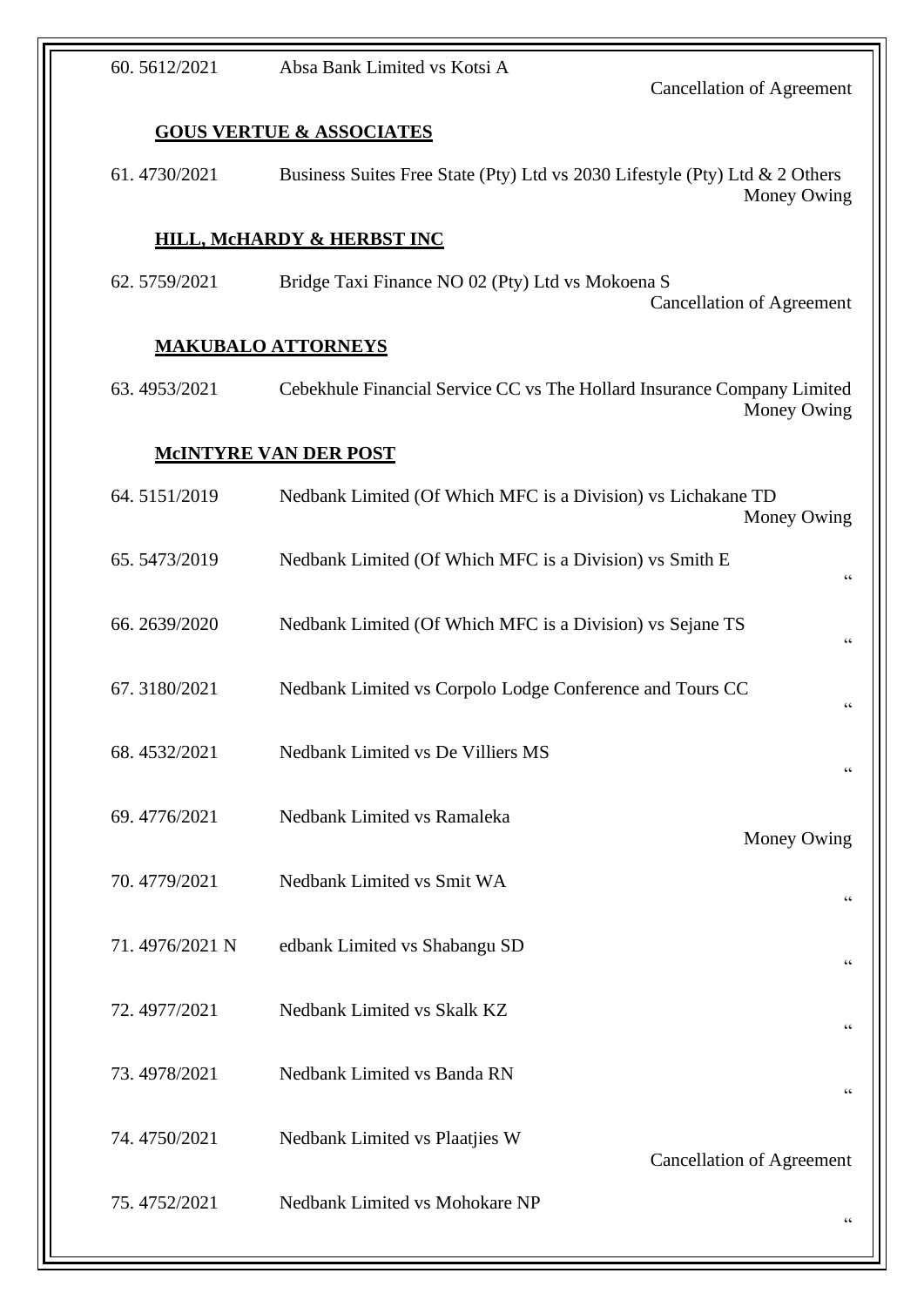60. 5612/2021 Absa Bank Limited vs Kotsi A
Cancellation of Agreement

**GOUS VERTUE & ASSOCIATES**

61. 4730/2021 Business Suites Free State (Pty) Ltd vs 2030 Lifestyle (Pty) Ltd & 2 Others
Money Owing

**HILL, McHARDY & HERBST INC**

62. 5759/2021 Bridge Taxi Finance NO 02 (Pty) Ltd vs Mokoena S
Cancellation of Agreement

**MAKUBALO ATTORNEYS**

63. 4953/2021 Cebekhule Financial Service CC vs The Hollard Insurance Company Limited
Money Owing

**McINTYRE VAN DER POST**

64. 5151/2019 Nedbank Limited (Of Which MFC is a Division) vs Lichakane TD
Money Owing

65. 5473/2019 Nedbank Limited (Of Which MFC is a Division) vs Smith E
"

66. 2639/2020 Nedbank Limited (Of Which MFC is a Division) vs Sejane TS
"

67. 3180/2021 Nedbank Limited vs Corpolo Lodge Conference and Tours CC
"

68. 4532/2021 Nedbank Limited vs De Villiers MS
"

69. 4776/2021 Nedbank Limited vs Ramaleka
Money Owing

70. 4779/2021 Nedbank Limited vs Smit WA
"

71. 4976/2021 N edbank Limited vs Shabangu SD
"

72. 4977/2021 Nedbank Limited vs Skalk KZ
"

73. 4978/2021 Nedbank Limited vs Banda RN
"

74. 4750/2021 Nedbank Limited vs Plaatjies W
Cancellation of Agreement

75. 4752/2021 Nedbank Limited vs Mohokare NP
"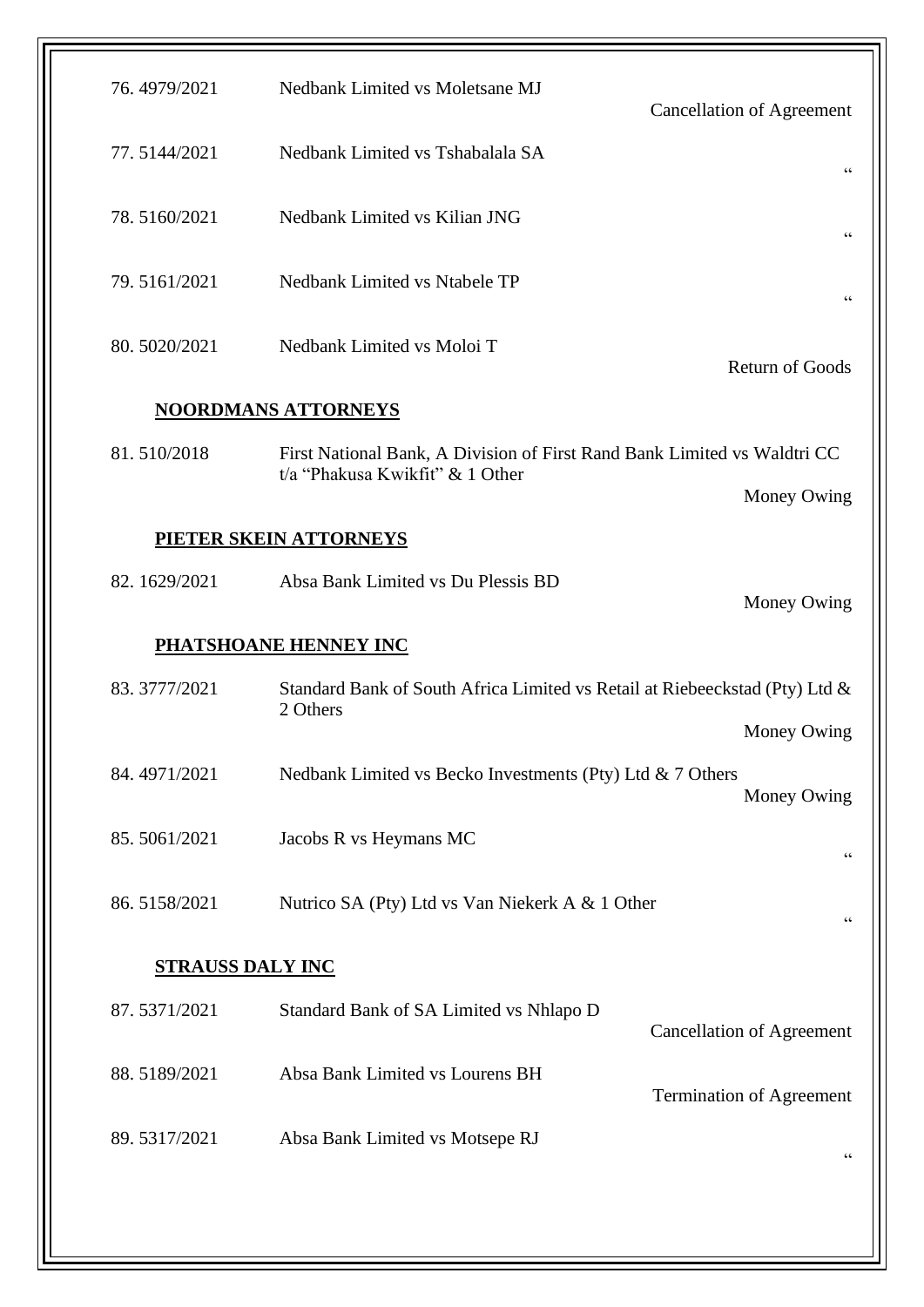76. 4979/2021 Nedbank Limited vs Moletsane MJ
Cancellation of Agreement

77. 5144/2021 Nedbank Limited vs Tshabalala SA
"

78. 5160/2021 Nedbank Limited vs Kilian JNG
"

79. 5161/2021 Nedbank Limited vs Ntabele TP
"

80. 5020/2021 Nedbank Limited vs Moloi T
Return of Goods

**NOORDMANS ATTORNEYS**

81. 510/2018 First National Bank, A Division of First Rand Bank Limited vs Waldtri CC t/a "Phakusa Kwikfit" & 1 Other
Money Owing

**PIETER SKEIN ATTORNEYS**

82. 1629/2021 Absa Bank Limited vs Du Plessis BD
Money Owing

**PHATSHOANE HENNEY INC**

83. 3777/2021 Standard Bank of South Africa Limited vs Retail at Riebeeckstad (Pty) Ltd & 2 Others
Money Owing

84. 4971/2021 Nedbank Limited vs Becko Investments (Pty) Ltd & 7 Others
Money Owing

85. 5061/2021 Jacobs R vs Heymans MC
"

86. 5158/2021 Nutrico SA (Pty) Ltd vs Van Niekerk A & 1 Other
"

**STRAUSS DALY INC**

87. 5371/2021 Standard Bank of SA Limited vs Nhlapo D
Cancellation of Agreement

88. 5189/2021 Absa Bank Limited vs Lourens BH
Termination of Agreement

89. 5317/2021 Absa Bank Limited vs Motsepe RJ
"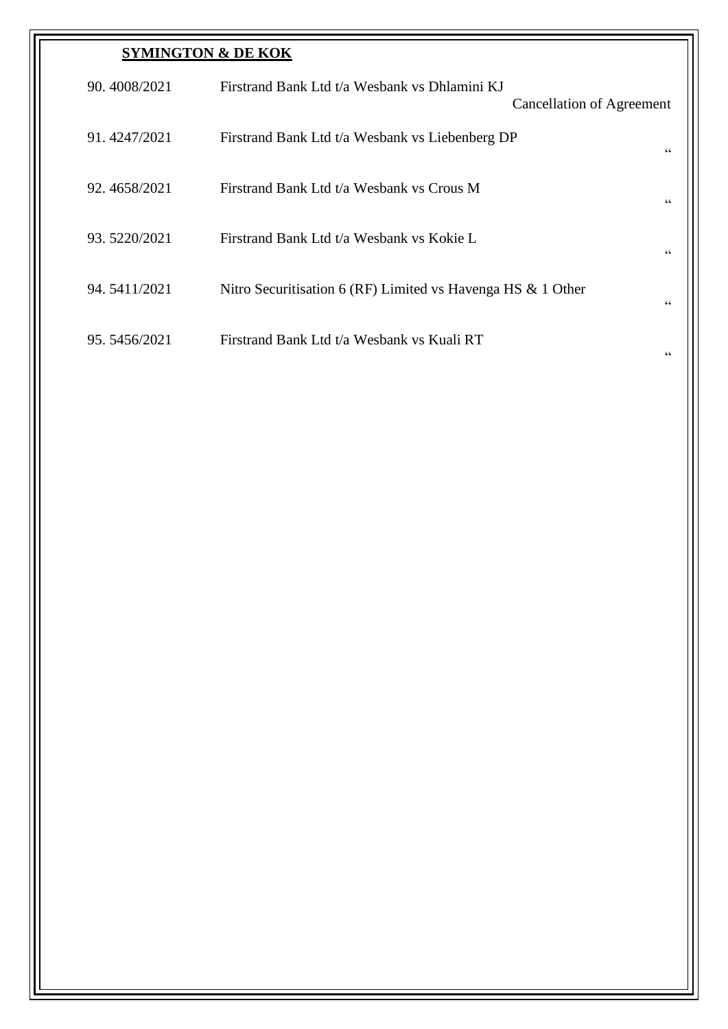**SYMINGTON & DE KOK**

| | | |
|---|---|---|
| 90. 4008/2021 | Firstrand Bank Ltd t/a Wesbank vs Dhlamini KJ | Cancellation of Agreement |
| 91. 4247/2021 | Firstrand Bank Ltd t/a Wesbank vs Liebenberg DP | " |
| 92. 4658/2021 | Firstrand Bank Ltd t/a Wesbank vs Crous M | " |
| 93. 5220/2021 | Firstrand Bank Ltd t/a Wesbank vs Kokie L | " |
| 94. 5411/2021 | Nitro Securitisation 6 (RF) Limited vs Havenga HS & 1 Other | " |
| 95. 5456/2021 | Firstrand Bank Ltd t/a Wesbank vs Kuali RT | " |